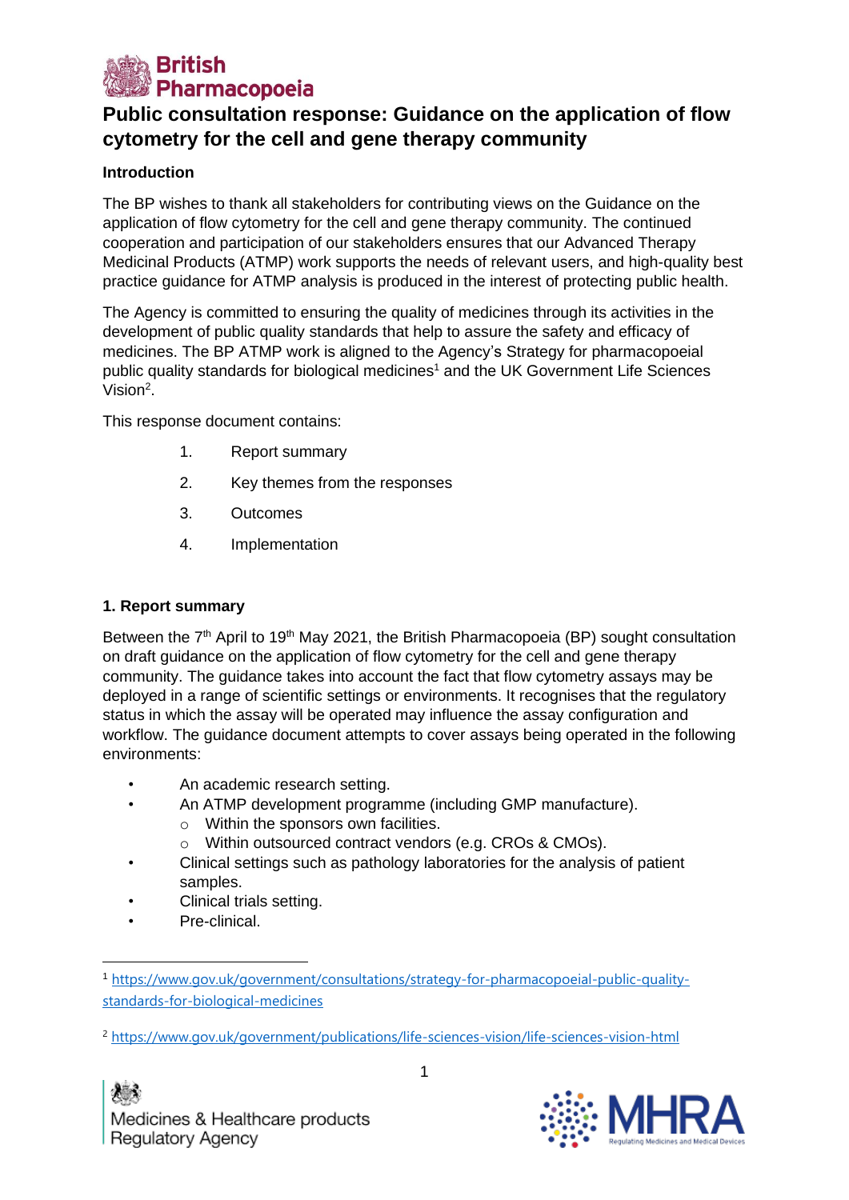**British Pharmacopoeia**

# Public consultation response: Guidance on the application of flow cytometry for the cell and gene therapy community

**Introduction**

The BP wishes to thank all stakeholders for contributing views on the Guidance on the application of flow cytometry for the cell and gene therapy community. The continued cooperation and participation of our stakeholders ensures that our Advanced Therapy Medicinal Products (ATMP) work supports the needs of relevant users, and high-quality best practice guidance for ATMP analysis is produced in the interest of protecting public health.

The Agency is committed to ensuring the quality of medicines through its activities in the development of public quality standards that help to assure the safety and efficacy of medicines. The BP ATMP work is aligned to the Agency's Strategy for pharmacopoeial public quality standards for biological medicines[1] and the UK Government Life Sciences Vision[2].

This response document contains:

1. Report summary
2. Key themes from the responses
3. Outcomes
4. Implementation

## 1. Report summary

Between the 7th April to 19th May 2021, the British Pharmacopoeia (BP) sought consultation on draft guidance on the application of flow cytometry for the cell and gene therapy community. The guidance takes into account the fact that flow cytometry assays may be deployed in a range of scientific settings or environments. It recognises that the regulatory status in which the assay will be operated may influence the assay configuration and workflow. The guidance document attempts to cover assays being operated in the following environments:

- An academic research setting.
- An ATMP development programme (including GMP manufacture).
  - Within the sponsors own facilities.
  - Within outsourced contract vendors (e.g. CROs & CMOs).
- Clinical settings such as pathology laboratories for the analysis of patient samples.
- Clinical trials setting.
- Pre-clinical.

[1] https://www.gov.uk/government/consultations/strategy-for-pharmacopoeial-public-quality-standards-for-biological-medicines

[2] https://www.gov.uk/government/publications/life-sciences-vision/life-sciences-vision-html

Medicines & Healthcare products Regulatory Agency

MHRA Regulating Medicines and Medical Devices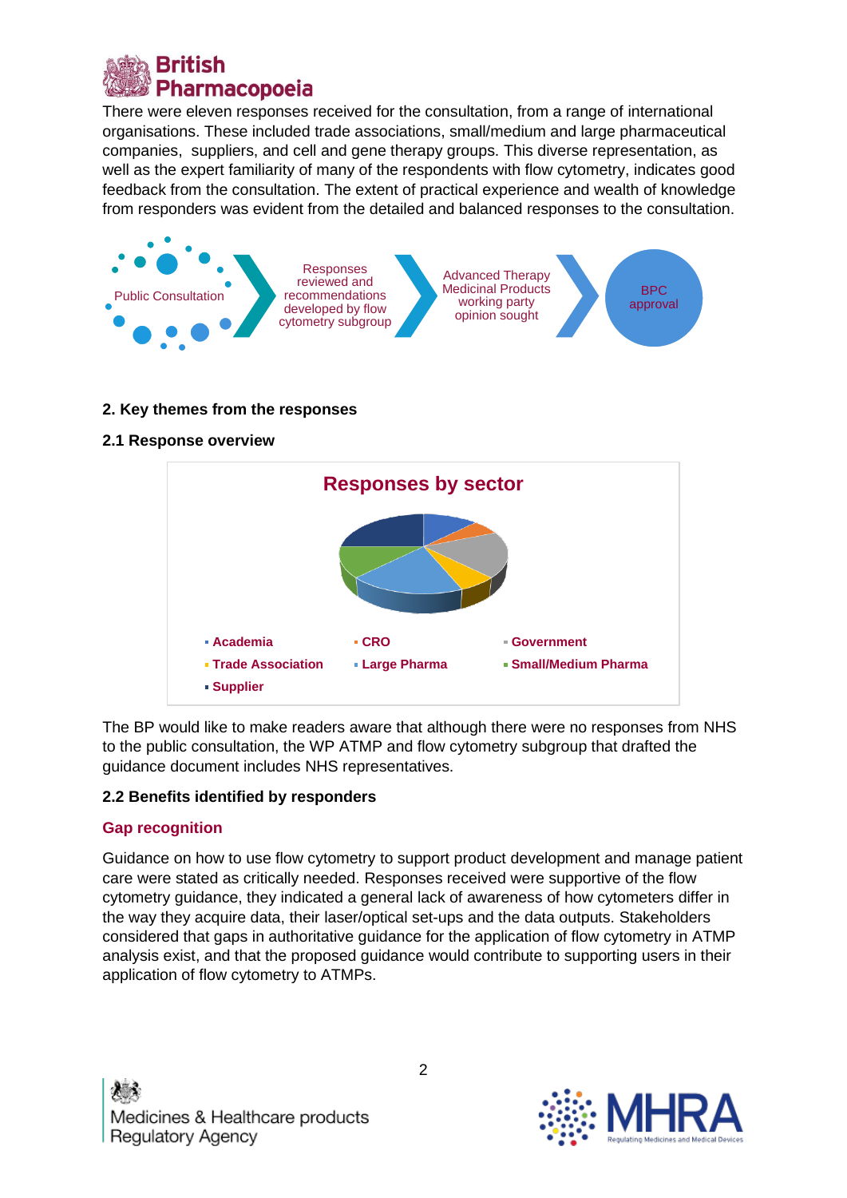There were eleven responses received for the consultation, from a range of international organisations. These included trade associations, small/medium and large pharmaceutical companies, suppliers, and cell and gene therapy groups. This diverse representation, as well as the expert familiarity of many of the respondents with flow cytometry, indicates good feedback from the consultation. The extent of practical experience and wealth of knowledge from responders was evident from the detailed and balanced responses to the consultation.

Public Consultation → Responses reviewed and recommendations developed by flow cytometry subgroup → Advanced Therapy Medicinal Products working party opinion sought → BPC approval

## 2. Key themes from the responses

### 2.1 Response overview

**Responses by sector**

- Academia
- CRO
- Government
- Trade Association
- Large Pharma
- Small/Medium Pharma
- Supplier

The BP would like to make readers aware that although there were no responses from NHS to the public consultation, the WP ATMP and flow cytometry subgroup that drafted the guidance document includes NHS representatives.

### 2.2 Benefits identified by responders

#### Gap recognition

Guidance on how to use flow cytometry to support product development and manage patient care were stated as critically needed. Responses received were supportive of the flow cytometry guidance, they indicated a general lack of awareness of how cytometers differ in the way they acquire data, their laser/optical set-ups and the data outputs. Stakeholders considered that gaps in authoritative guidance for the application of flow cytometry in ATMP analysis exist, and that the proposed guidance would contribute to supporting users in their application of flow cytometry to ATMPs.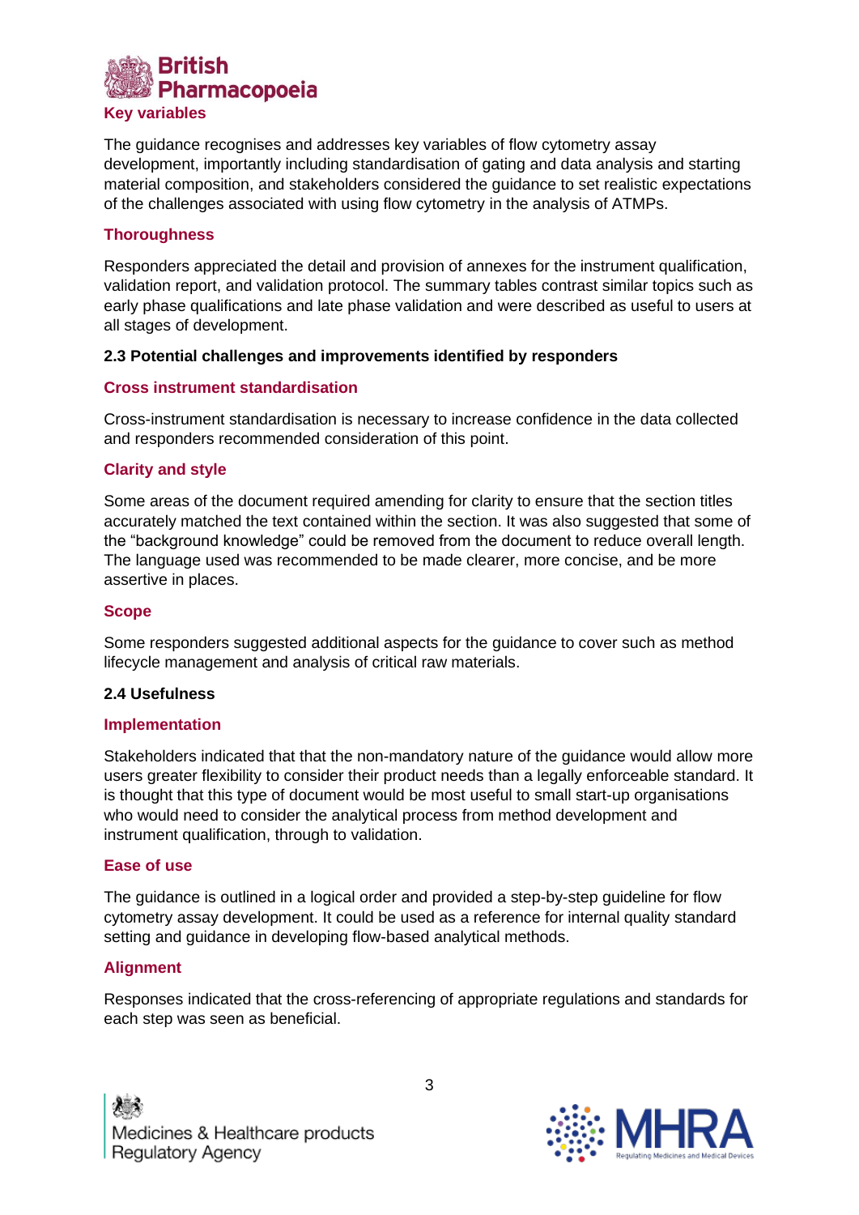### Key variables

The guidance recognises and addresses key variables of flow cytometry assay development, importantly including standardisation of gating and data analysis and starting material composition, and stakeholders considered the guidance to set realistic expectations of the challenges associated with using flow cytometry in the analysis of ATMPs.

### Thoroughness

Responders appreciated the detail and provision of annexes for the instrument qualification, validation report, and validation protocol. The summary tables contrast similar topics such as early phase qualifications and late phase validation and were described as useful to users at all stages of development.

## 2.3 Potential challenges and improvements identified by responders

### Cross instrument standardisation

Cross-instrument standardisation is necessary to increase confidence in the data collected and responders recommended consideration of this point.

### Clarity and style

Some areas of the document required amending for clarity to ensure that the section titles accurately matched the text contained within the section. It was also suggested that some of the "background knowledge" could be removed from the document to reduce overall length. The language used was recommended to be made clearer, more concise, and be more assertive in places.

### Scope

Some responders suggested additional aspects for the guidance to cover such as method lifecycle management and analysis of critical raw materials.

## 2.4 Usefulness

### Implementation

Stakeholders indicated that that the non-mandatory nature of the guidance would allow more users greater flexibility to consider their product needs than a legally enforceable standard. It is thought that this type of document would be most useful to small start-up organisations who would need to consider the analytical process from method development and instrument qualification, through to validation.

### Ease of use

The guidance is outlined in a logical order and provided a step-by-step guideline for flow cytometry assay development. It could be used as a reference for internal quality standard setting and guidance in developing flow-based analytical methods.

### Alignment

Responses indicated that the cross-referencing of appropriate regulations and standards for each step was seen as beneficial.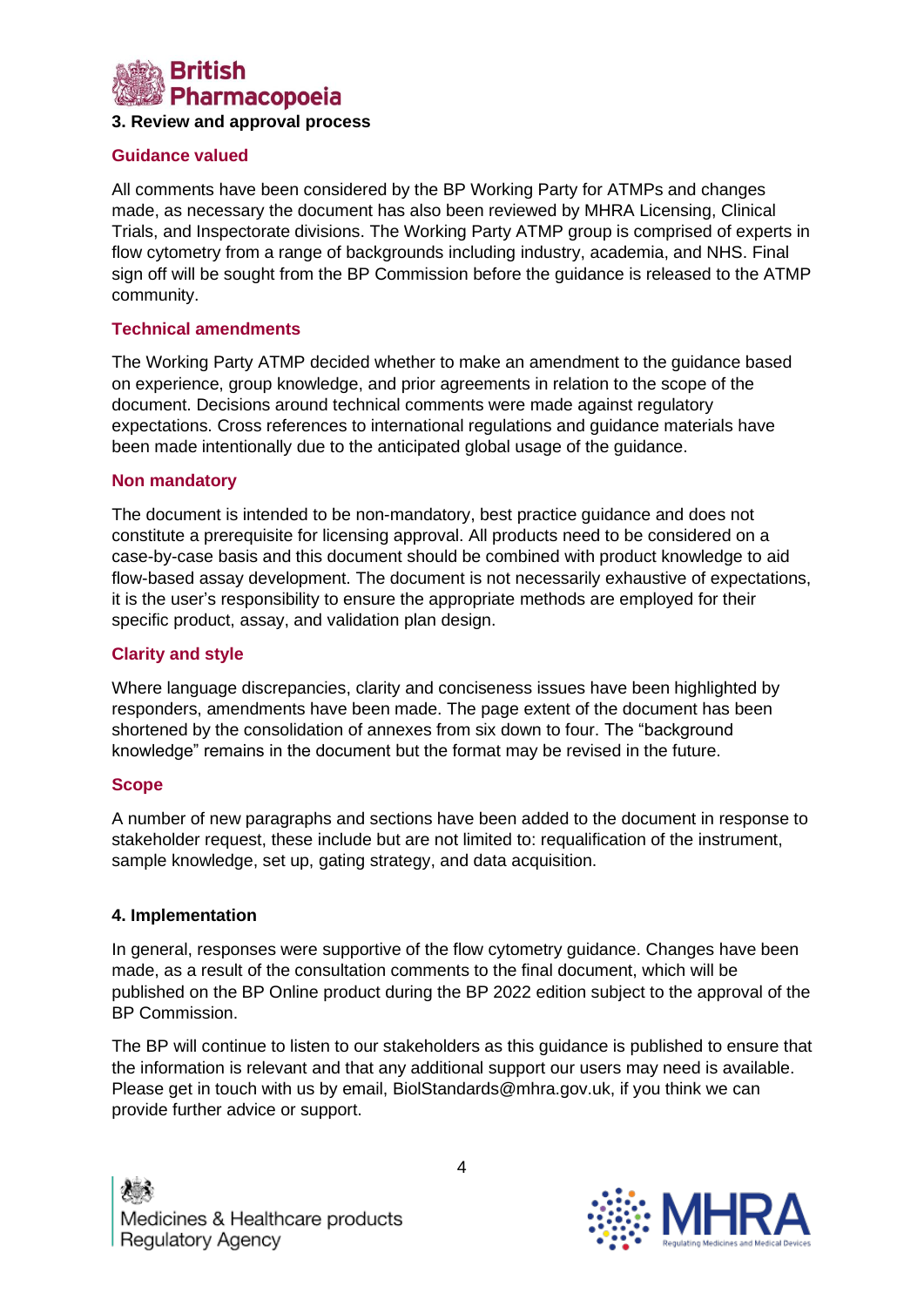## 3. Review and approval process

### Guidance valued

All comments have been considered by the BP Working Party for ATMPs and changes made, as necessary the document has also been reviewed by MHRA Licensing, Clinical Trials, and Inspectorate divisions. The Working Party ATMP group is comprised of experts in flow cytometry from a range of backgrounds including industry, academia, and NHS. Final sign off will be sought from the BP Commission before the guidance is released to the ATMP community.

### Technical amendments

The Working Party ATMP decided whether to make an amendment to the guidance based on experience, group knowledge, and prior agreements in relation to the scope of the document. Decisions around technical comments were made against regulatory expectations. Cross references to international regulations and guidance materials have been made intentionally due to the anticipated global usage of the guidance.

### Non mandatory

The document is intended to be non-mandatory, best practice guidance and does not constitute a prerequisite for licensing approval. All products need to be considered on a case-by-case basis and this document should be combined with product knowledge to aid flow-based assay development. The document is not necessarily exhaustive of expectations, it is the user's responsibility to ensure the appropriate methods are employed for their specific product, assay, and validation plan design.

### Clarity and style

Where language discrepancies, clarity and conciseness issues have been highlighted by responders, amendments have been made. The page extent of the document has been shortened by the consolidation of annexes from six down to four. The "background knowledge" remains in the document but the format may be revised in the future.

### Scope

A number of new paragraphs and sections have been added to the document in response to stakeholder request, these include but are not limited to: requalification of the instrument, sample knowledge, set up, gating strategy, and data acquisition.

## 4. Implementation

In general, responses were supportive of the flow cytometry guidance. Changes have been made, as a result of the consultation comments to the final document, which will be published on the BP Online product during the BP 2022 edition subject to the approval of the BP Commission.

The BP will continue to listen to our stakeholders as this guidance is published to ensure that the information is relevant and that any additional support our users may need is available. Please get in touch with us by email, BiolStandards@mhra.gov.uk, if you think we can provide further advice or support.